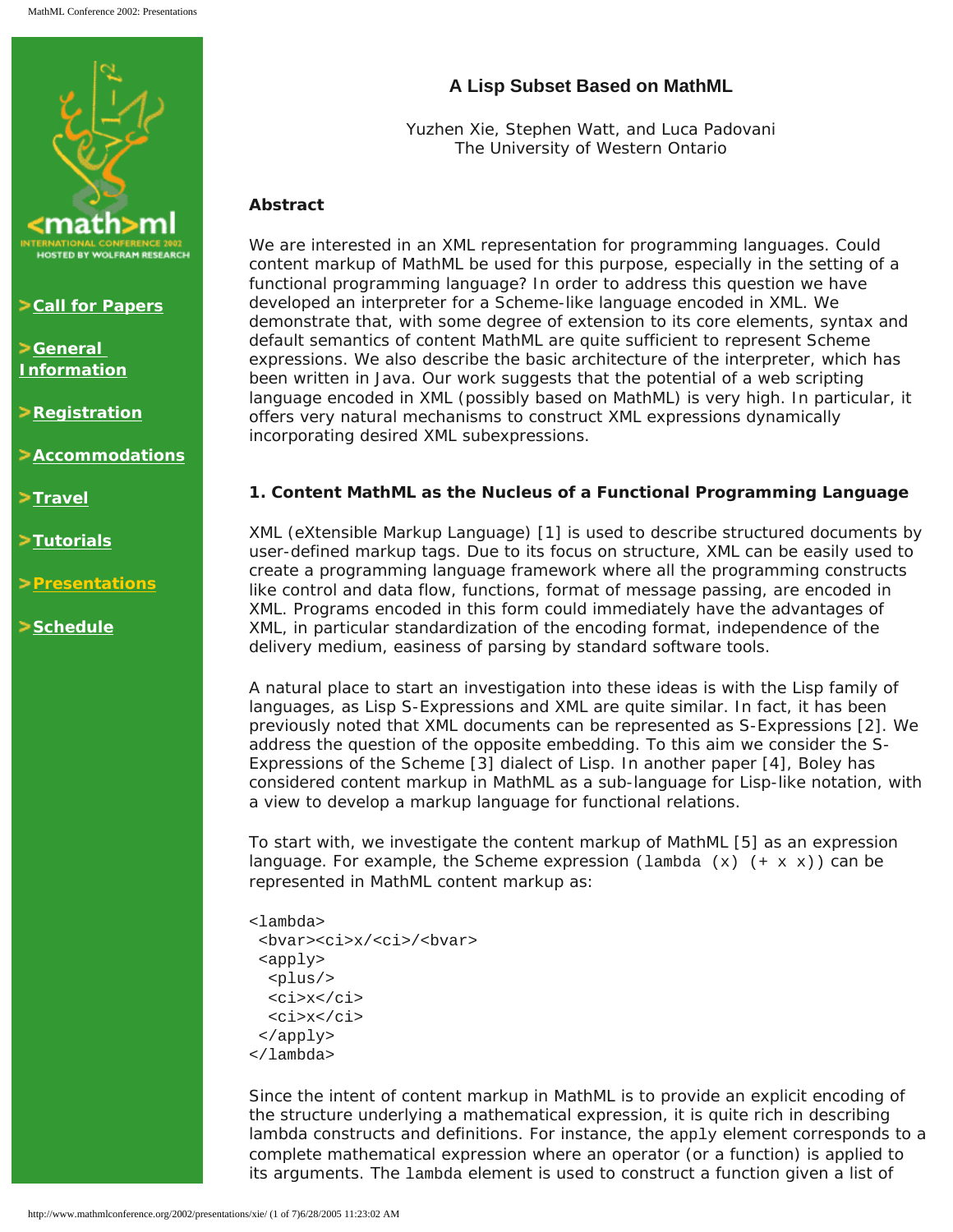# A Lisp Subset Based on MathML

Yuzhen Xie, Stephen Watt, and Luca Padovani
The University of Western Ontario

### Abstract

We are interested in an XML representation for programming languages. Could content markup of MathML be used for this purpose, especially in the setting of a functional programming language? In order to address this question we have developed an interpreter for a Scheme-like language encoded in XML. We demonstrate that, with some degree of extension to its core elements, syntax and default semantics of content MathML are quite sufficient to represent Scheme expressions. We also describe the basic architecture of the interpreter, which has been written in Java. Our work suggests that the potential of a web scripting language encoded in XML (possibly based on MathML) is very high. In particular, it offers very natural mechanisms to construct XML expressions dynamically incorporating desired XML subexpressions.

### 1. Content MathML as the Nucleus of a Functional Programming Language

XML (eXtensible Markup Language) [1] is used to describe structured documents by user-defined markup tags. Due to its focus on structure, XML can be easily used to create a programming language framework where all the programming constructs like control and data flow, functions, format of message passing, are encoded in XML. Programs encoded in this form could immediately have the advantages of XML, in particular standardization of the encoding format, independence of the delivery medium, easiness of parsing by standard software tools.

A natural place to start an investigation into these ideas is with the Lisp family of languages, as Lisp S-Expressions and XML are quite similar. In fact, it has been previously noted that XML documents can be represented as S-Expressions [2]. We address the question of the opposite embedding. To this aim we consider the S-Expressions of the Scheme [3] dialect of Lisp. In another paper [4], Boley has considered content markup in MathML as a sub-language for Lisp-like notation, with a view to develop a markup language for functional relations.

To start with, we investigate the content markup of MathML [5] as an expression language. For example, the Scheme expression `(lambda (x) (+ x x))` can be represented in MathML content markup as:

```
<lambda>
 <bvar><ci>x/<ci>/<bvar>
 <apply>
  <plus/>
  <ci>x</ci>
  <ci>x</ci>
 </apply>
</lambda>
```

Since the intent of content markup in MathML is to provide an explicit encoding of the structure underlying a mathematical expression, it is quite rich in describing lambda constructs and definitions. For instance, the `apply` element corresponds to a complete mathematical expression where an operator (or a function) is applied to its arguments. The `lambda` element is used to construct a function given a list of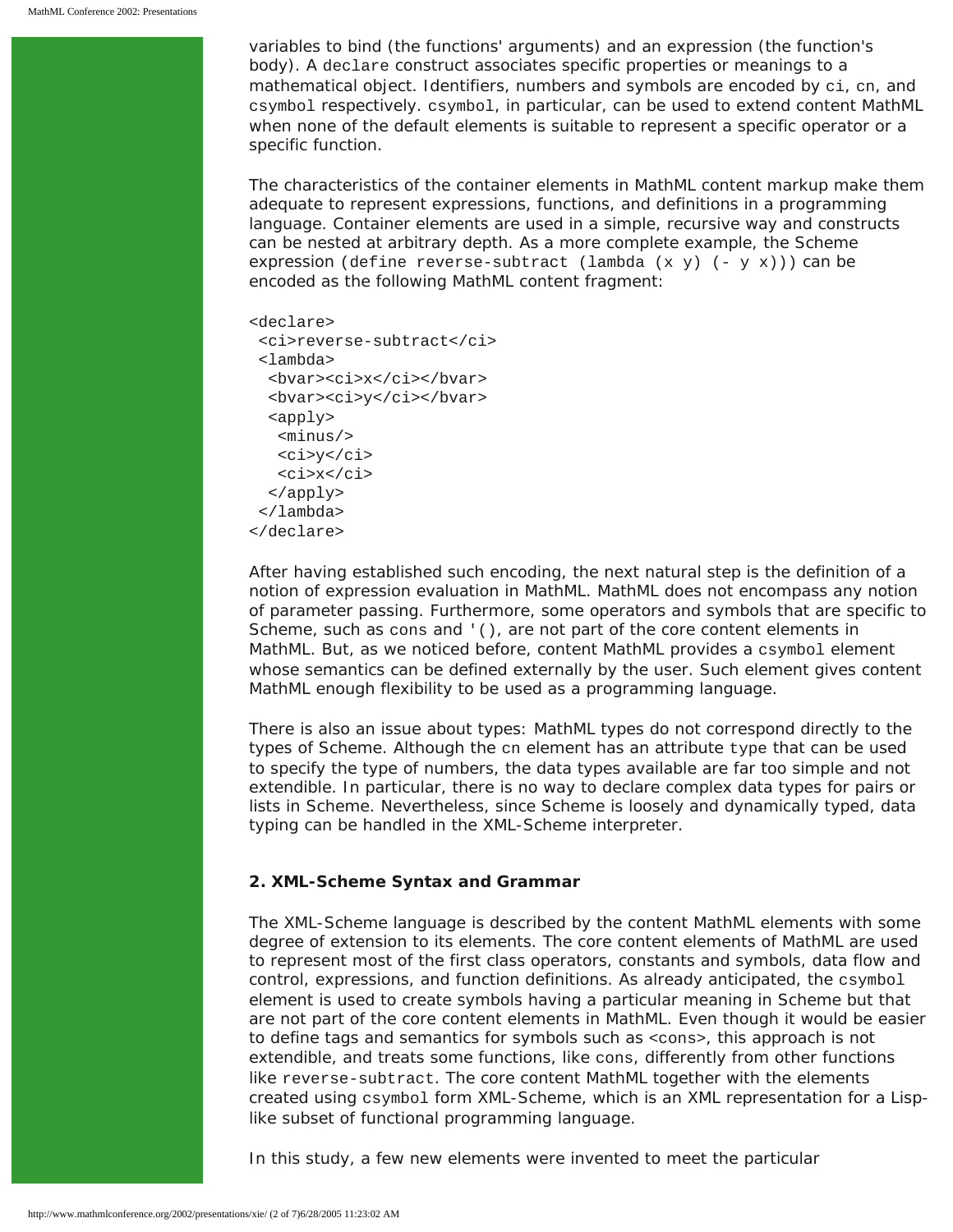variables to bind (the functions' arguments) and an expression (the function's body). A `declare` construct associates specific properties or meanings to a mathematical object. Identifiers, numbers and symbols are encoded by `ci`, `cn`, and `csymbol` respectively. `csymbol`, in particular, can be used to extend content MathML when none of the default elements is suitable to represent a specific operator or a specific function.

The characteristics of the container elements in MathML content markup make them adequate to represent expressions, functions, and definitions in a programming language. Container elements are used in a simple, recursive way and constructs can be nested at arbitrary depth. As a more complete example, the Scheme expression `(define reverse-subtract (lambda (x y) (- y x)))` can be encoded as the following MathML content fragment:

```
<declare>
 <ci>reverse-subtract</ci>
 <lambda>
  <bvar><ci>x</ci></bvar>
  <bvar><ci>y</ci></bvar>
  <apply>
   <minus/>
   <ci>y</ci>
   <ci>x</ci>
  </apply>
 </lambda>
</declare>
```

After having established such encoding, the next natural step is the definition of a notion of expression evaluation in MathML. MathML does not encompass any notion of parameter passing. Furthermore, some operators and symbols that are specific to Scheme, such as `cons` and `'()`, are not part of the core content elements in MathML. But, as we noticed before, content MathML provides a `csymbol` element whose semantics can be defined externally by the user. Such element gives content MathML enough flexibility to be used as a programming language.

There is also an issue about types: MathML types do not correspond directly to the types of Scheme. Although the `cn` element has an attribute `type` that can be used to specify the type of numbers, the data types available are far too simple and not extendible. In particular, there is no way to declare complex data types for pairs or lists in Scheme. Nevertheless, since Scheme is loosely and dynamically typed, data typing can be handled in the XML-Scheme interpreter.

**2. XML-Scheme Syntax and Grammar**

The XML-Scheme language is described by the content MathML elements with some degree of extension to its elements. The core content elements of MathML are used to represent most of the first class operators, constants and symbols, data flow and control, expressions, and function definitions. As already anticipated, the `csymbol` element is used to create symbols having a particular meaning in Scheme but that are not part of the core content elements in MathML. Even though it would be easier to define tags and semantics for symbols such as `<cons>`, this approach is not extendible, and treats some functions, like `cons`, differently from other functions like `reverse-subtract`. The core content MathML together with the elements created using `csymbol` form XML-Scheme, which is an XML representation for a Lisp-like subset of functional programming language.

In this study, a few new elements were invented to meet the particular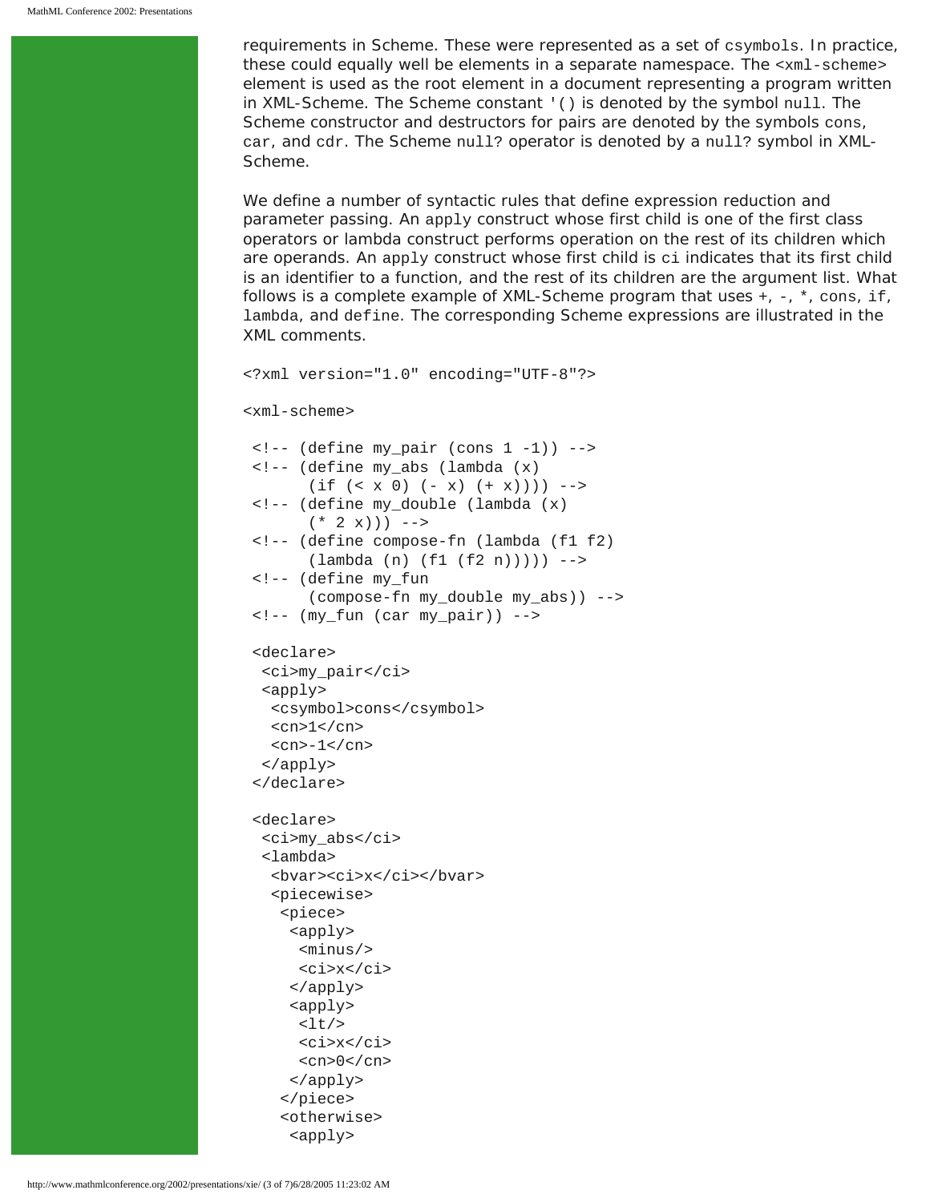requirements in Scheme. These were represented as a set of `csymbols`. In practice, these could equally well be elements in a separate namespace. The `<xml-scheme>` element is used as the root element in a document representing a program written in XML-Scheme. The Scheme constant `'()` is denoted by the symbol `null`. The Scheme constructor and destructors for pairs are denoted by the symbols `cons`, `car`, and `cdr`. The Scheme `null?` operator is denoted by a `null?` symbol in XML-Scheme.

We define a number of syntactic rules that define expression reduction and parameter passing. An `apply` construct whose first child is one of the first class operators or lambda construct performs operation on the rest of its children which are operands. An `apply` construct whose first child is `ci` indicates that its first child is an identifier to a function, and the rest of its children are the argument list. What follows is a complete example of XML-Scheme program that uses +, -, *, `cons`, `if`, `lambda`, and `define`. The corresponding Scheme expressions are illustrated in the XML comments.

```
<?xml version="1.0" encoding="UTF-8"?>

<xml-scheme>

 <!-- (define my_pair (cons 1 -1)) -->
 <!-- (define my_abs (lambda (x)
       (if (< x 0) (- x) (+ x)))) -->
 <!-- (define my_double (lambda (x)
       (* 2 x))) -->
 <!-- (define compose-fn (lambda (f1 f2)
       (lambda (n) (f1 (f2 n))))) -->
 <!-- (define my_fun
       (compose-fn my_double my_abs)) -->
 <!-- (my_fun (car my_pair)) -->

 <declare>
  <ci>my_pair</ci>
  <apply>
   <csymbol>cons</csymbol>
   <cn>1</cn>
   <cn>-1</cn>
  </apply>
 </declare>

 <declare>
  <ci>my_abs</ci>
  <lambda>
   <bvar><ci>x</ci></bvar>
   <piecewise>
    <piece>
     <apply>
      <minus/>
      <ci>x</ci>
     </apply>
     <apply>
      <lt/>
      <ci>x</ci>
      <cn>0</cn>
     </apply>
    </piece>
    <otherwise>
     <apply>
```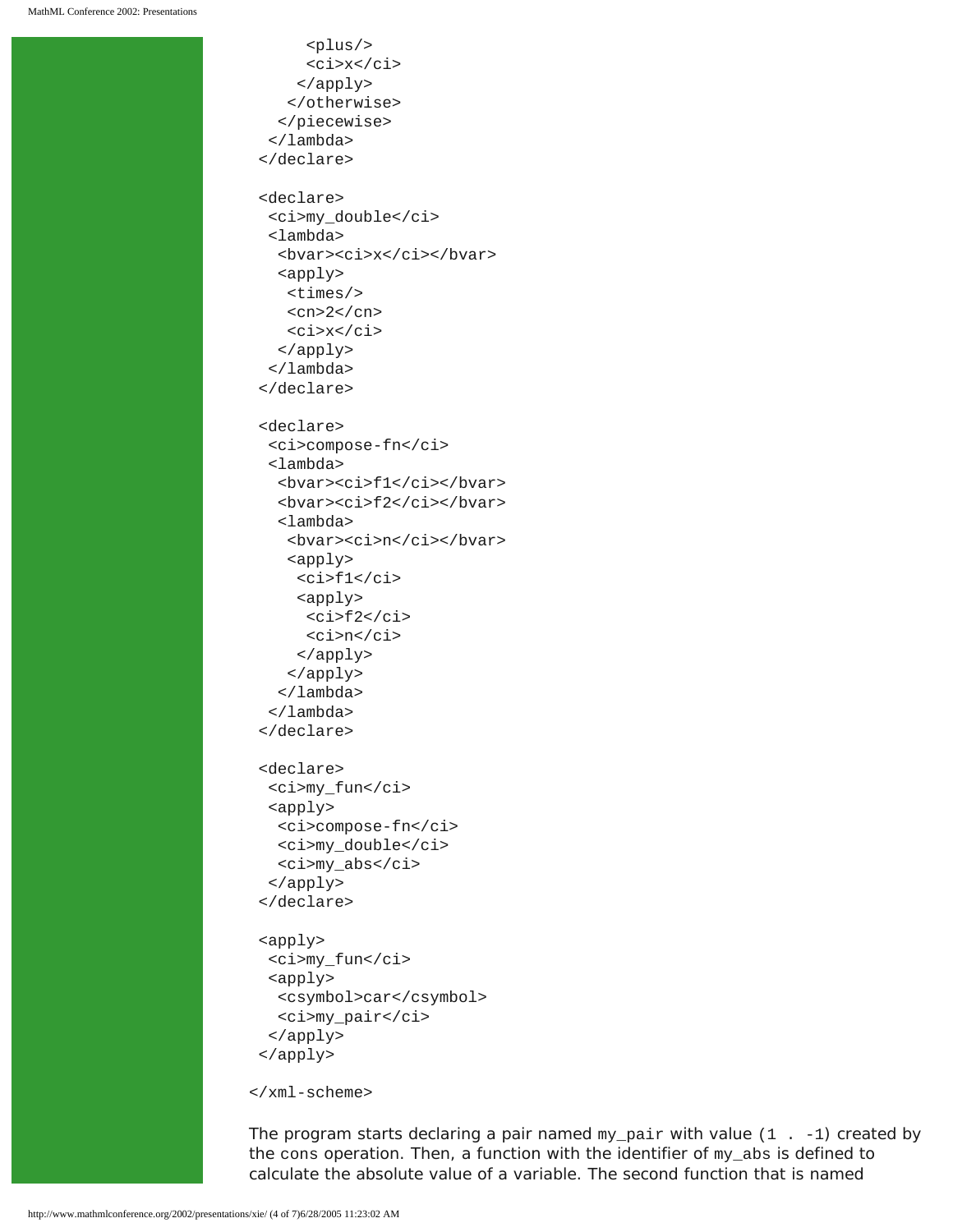```
      <plus/>
      <ci>x</ci>
     </apply>
    </otherwise>
   </piecewise>
  </lambda>
 </declare>

 <declare>
  <ci>my_double</ci>
  <lambda>
   <bvar><ci>x</ci></bvar>
   <apply>
    <times/>
    <cn>2</cn>
    <ci>x</ci>
   </apply>
  </lambda>
 </declare>

 <declare>
  <ci>compose-fn</ci>
  <lambda>
   <bvar><ci>f1</ci></bvar>
   <bvar><ci>f2</ci></bvar>
   <lambda>
    <bvar><ci>n</ci></bvar>
    <apply>
     <ci>f1</ci>
     <apply>
      <ci>f2</ci>
      <ci>n</ci>
     </apply>
    </apply>
   </lambda>
  </lambda>
 </declare>

 <declare>
  <ci>my_fun</ci>
  <apply>
   <ci>compose-fn</ci>
   <ci>my_double</ci>
   <ci>my_abs</ci>
  </apply>
 </declare>

 <apply>
  <ci>my_fun</ci>
  <apply>
   <csymbol>car</csymbol>
   <ci>my_pair</ci>
  </apply>
 </apply>

</xml-scheme>
```

The program starts declaring a pair named `my_pair` with value `(1 . -1)` created by the `cons` operation. Then, a function with the identifier of `my_abs` is defined to calculate the absolute value of a variable. The second function that is named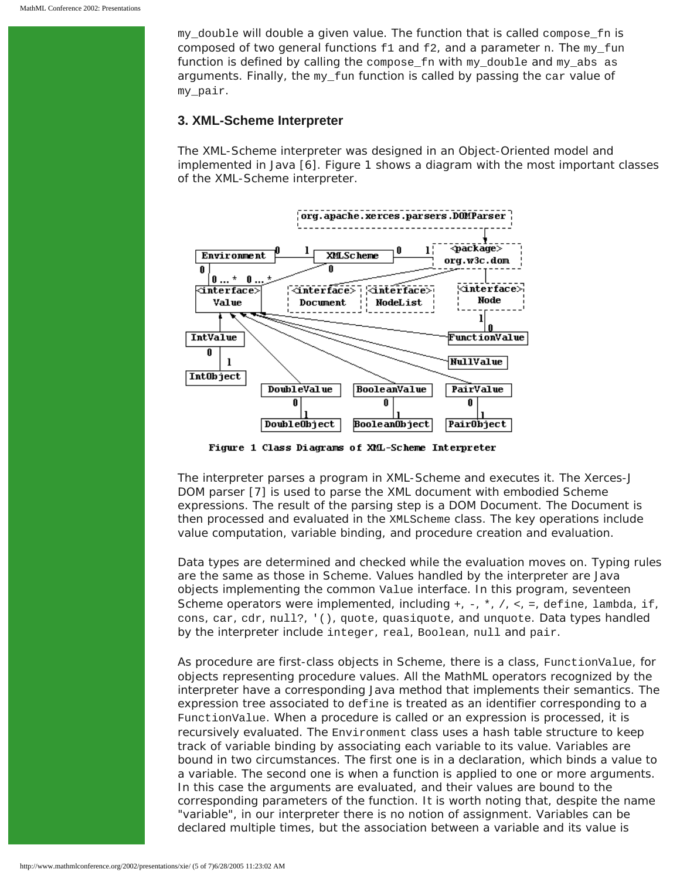my_double will double a given value. The function that is called compose_fn is composed of two general functions f1 and f2, and a parameter n. The my_fun function is defined by calling the compose_fn with my_double and my_abs as arguments. Finally, the my_fun function is called by passing the car value of my_pair.

### 3. XML-Scheme Interpreter

The XML-Scheme interpreter was designed in an Object-Oriented model and implemented in Java [6]. Figure 1 shows a diagram with the most important classes of the XML-Scheme interpreter.

Figure 1 Class Diagrams of XML-Scheme Interpreter

The interpreter parses a program in XML-Scheme and executes it. The Xerces-J DOM parser [7] is used to parse the XML document with embodied Scheme expressions. The result of the parsing step is a DOM Document. The Document is then processed and evaluated in the XMLScheme class. The key operations include value computation, variable binding, and procedure creation and evaluation.

Data types are determined and checked while the evaluation moves on. Typing rules are the same as those in Scheme. Values handled by the interpreter are Java objects implementing the common Value interface. In this program, seventeen Scheme operators were implemented, including +, -, *, /, <, =, define, lambda, if, cons, car, cdr, null?, '(), quote, quasiquote, and unquote. Data types handled by the interpreter include integer, real, Boolean, null and pair.

As procedure are first-class objects in Scheme, there is a class, FunctionValue, for objects representing procedure values. All the MathML operators recognized by the interpreter have a corresponding Java method that implements their semantics. The expression tree associated to define is treated as an identifier corresponding to a FunctionValue. When a procedure is called or an expression is processed, it is recursively evaluated. The Environment class uses a hash table structure to keep track of variable binding by associating each variable to its value. Variables are bound in two circumstances. The first one is in a declaration, which binds a value to a variable. The second one is when a function is applied to one or more arguments. In this case the arguments are evaluated, and their values are bound to the corresponding parameters of the function. It is worth noting that, despite the name "variable", in our interpreter there is no notion of assignment. Variables can be declared multiple times, but the association between a variable and its value is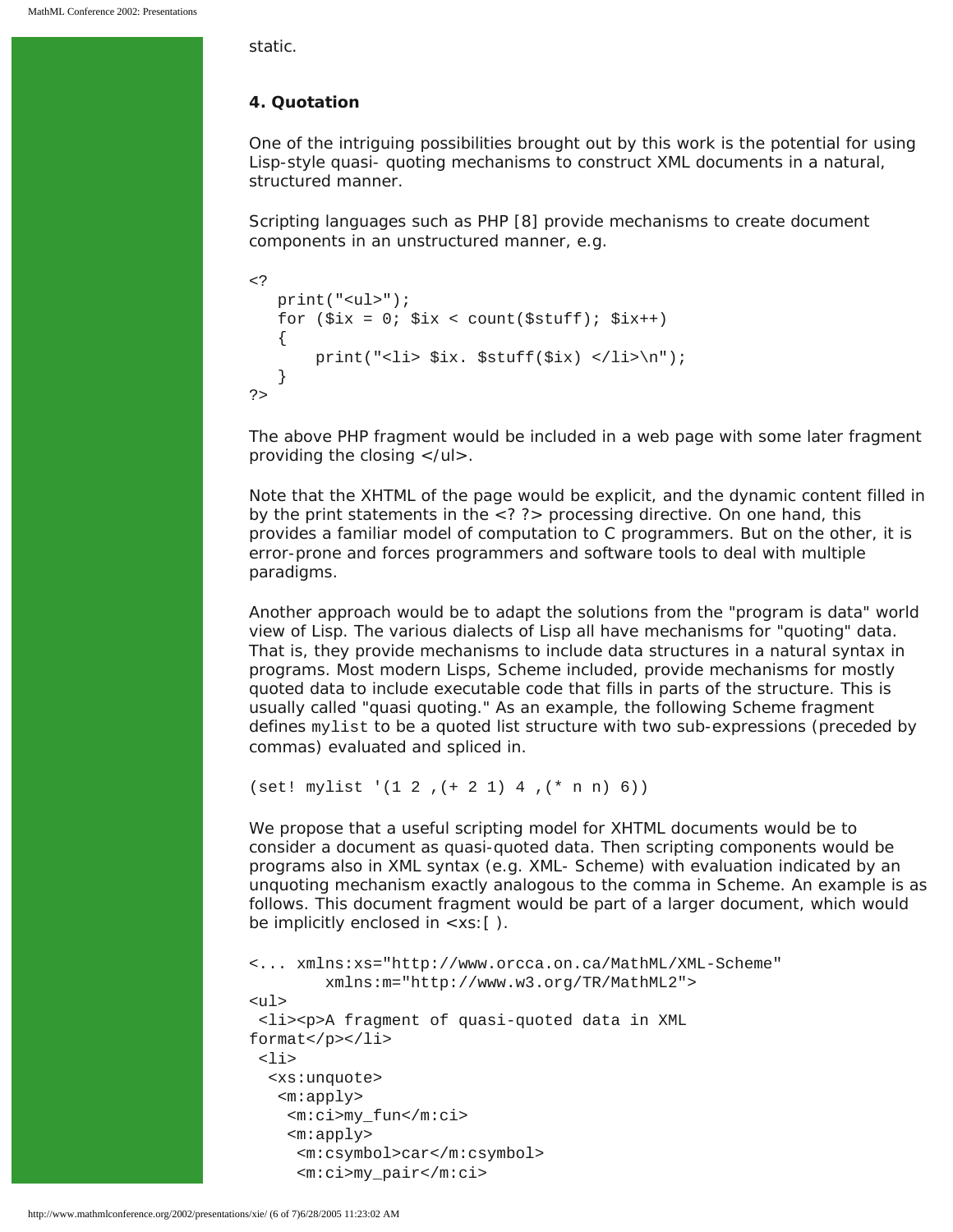static.

### 4. Quotation

One of the intriguing possibilities brought out by this work is the potential for using Lisp-style quasi- quoting mechanisms to construct XML documents in a natural, structured manner.

Scripting languages such as PHP [8] provide mechanisms to create document components in an unstructured manner, e.g.

```
<?
   print("<ul>");
   for ($ix = 0; $ix < count($stuff); $ix++)
   {
       print("<li> $ix. $stuff($ix) </li>\n");
   }
?>
```

The above PHP fragment would be included in a web page with some later fragment providing the closing </ul>.

Note that the XHTML of the page would be explicit, and the dynamic content filled in by the print statements in the <? ?> processing directive. On one hand, this provides a familiar model of computation to C programmers. But on the other, it is error-prone and forces programmers and software tools to deal with multiple paradigms.

Another approach would be to adapt the solutions from the "program is data" world view of Lisp. The various dialects of Lisp all have mechanisms for "quoting" data. That is, they provide mechanisms to include data structures in a natural syntax in programs. Most modern Lisps, Scheme included, provide mechanisms for mostly quoted data to include executable code that fills in parts of the structure. This is usually called "quasi quoting." As an example, the following Scheme fragment defines `mylist` to be a quoted list structure with two sub-expressions (preceded by commas) evaluated and spliced in.

```
(set! mylist '(1 2 ,(+ 2 1) 4 ,(* n n) 6))
```

We propose that a useful scripting model for XHTML documents would be to consider a document as quasi-quoted data. Then scripting components would be programs also in XML syntax (e.g. XML- Scheme) with evaluation indicated by an unquoting mechanism exactly analogous to the comma in Scheme. An example is as follows. This document fragment would be part of a larger document, which would be implicitly enclosed in <xs:[ ).

```
<... xmlns:xs="http://www.orcca.on.ca/MathML/XML-Scheme"
        xmlns:m="http://www.w3.org/TR/MathML2">
<ul>
 <li><p>A fragment of quasi-quoted data in XML
format</p></li>
 <li>
  <xs:unquote>
   <m:apply>
    <m:ci>my_fun</m:ci>
    <m:apply>
     <m:csymbol>car</m:csymbol>
     <m:ci>my_pair</m:ci>
```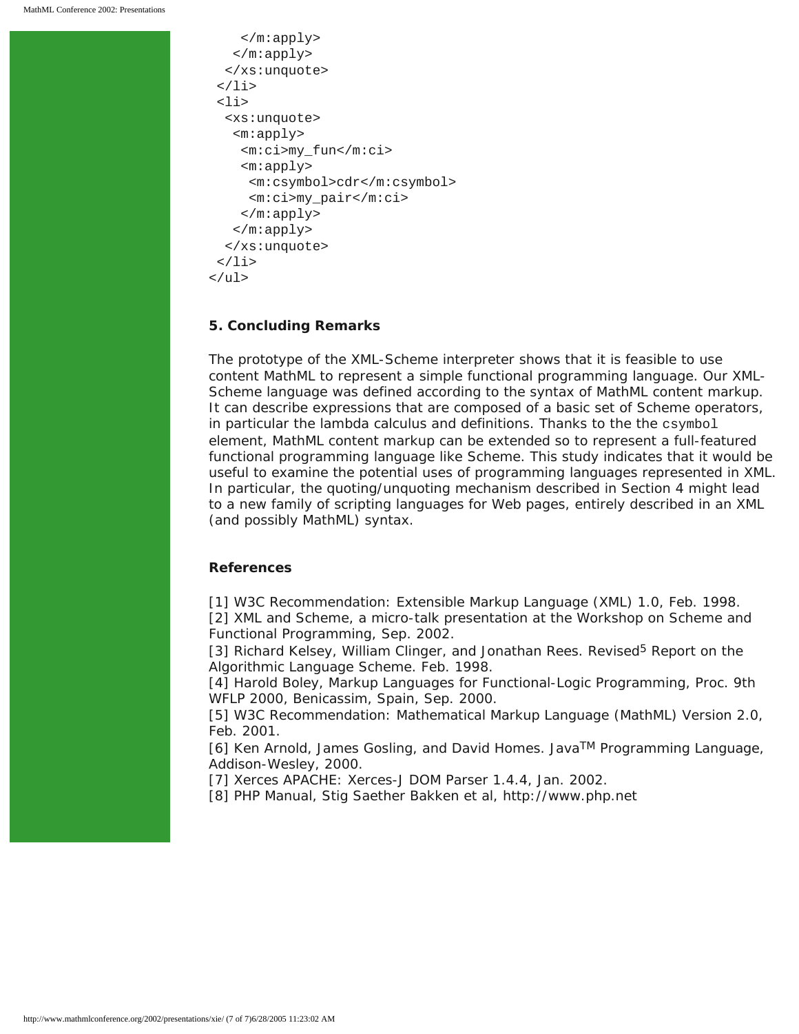```
    </m:apply>
   </m:apply>
  </xs:unquote>
 </li>
 <li>
  <xs:unquote>
   <m:apply>
    <m:ci>my_fun</m:ci>
    <m:apply>
     <m:csymbol>cdr</m:csymbol>
     <m:ci>my_pair</m:ci>
    </m:apply>
   </m:apply>
  </xs:unquote>
 </li>
</ul>
```

#### 5. Concluding Remarks

The prototype of the XML-Scheme interpreter shows that it is feasible to use content MathML to represent a simple functional programming language. Our XML-Scheme language was defined according to the syntax of MathML content markup. It can describe expressions that are composed of a basic set of Scheme operators, in particular the lambda calculus and definitions. Thanks to the the `csymbol` element, MathML content markup can be extended so to represent a full-featured functional programming language like Scheme. This study indicates that it would be useful to examine the potential uses of programming languages represented in XML. In particular, the quoting/unquoting mechanism described in Section 4 might lead to a new family of scripting languages for Web pages, entirely described in an XML (and possibly MathML) syntax.

#### References

[1] W3C Recommendation: Extensible Markup Language (XML) 1.0, Feb. 1998.  
[2] XML and Scheme, a micro-talk presentation at the Workshop on Scheme and Functional Programming, Sep. 2002.  
[3] Richard Kelsey, William Clinger, and Jonathan Rees. Revised$^5$ Report on the Algorithmic Language Scheme. Feb. 1998.  
[4] Harold Boley, Markup Languages for Functional-Logic Programming, Proc. 9th WFLP 2000, Benicassim, Spain, Sep. 2000.  
[5] W3C Recommendation: Mathematical Markup Language (MathML) Version 2.0, Feb. 2001.  
[6] Ken Arnold, James Gosling, and David Homes. Java™ Programming Language, Addison-Wesley, 2000.  
[7] Xerces APACHE: Xerces-J DOM Parser 1.4.4, Jan. 2002.  
[8] PHP Manual, Stig Saether Bakken et al, http://www.php.net